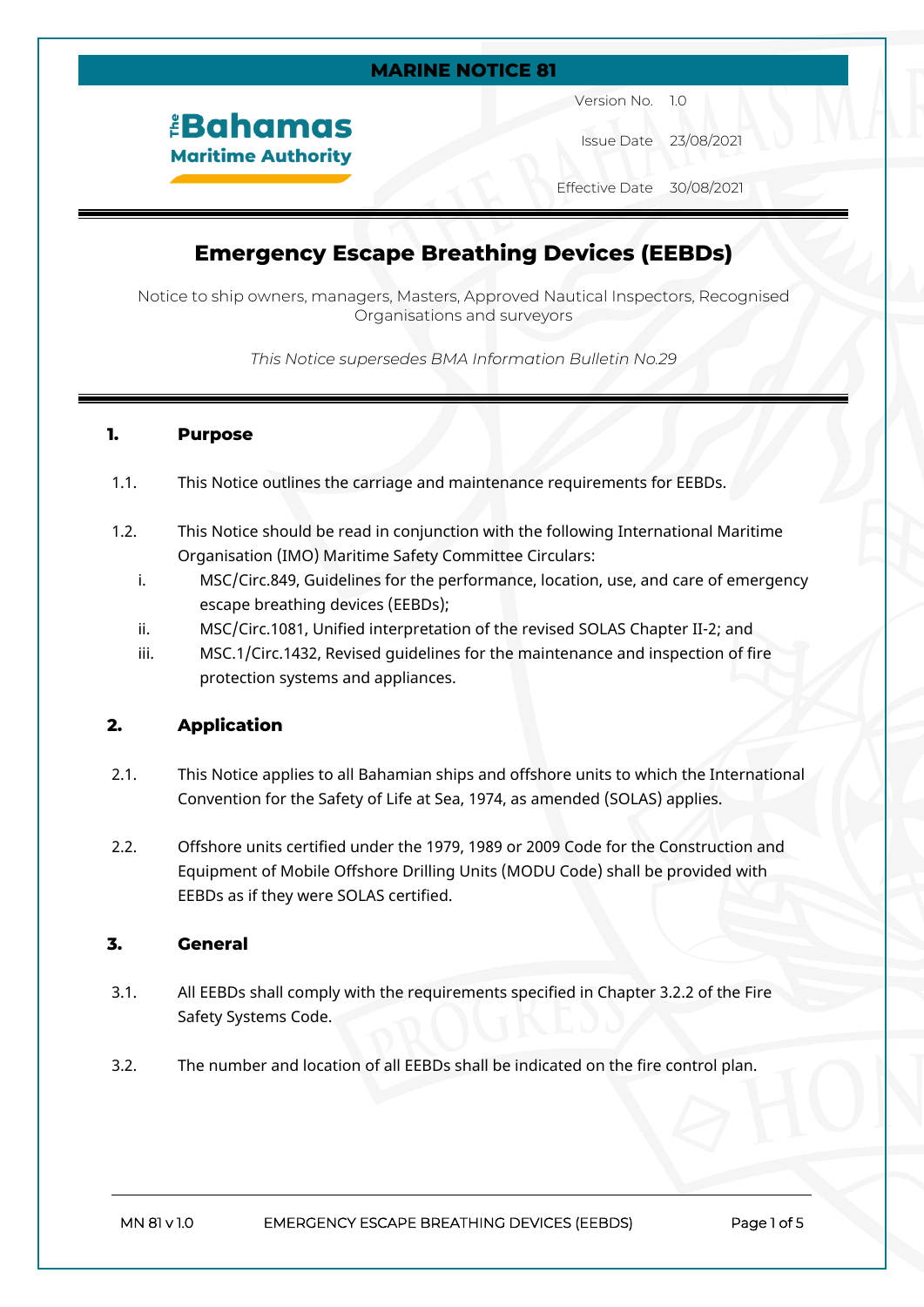**MARINE NOTICE 81**

The Bahamas Maritime Authority

| | |
|---|---|
| Version No. | 1.0 |
| Issue Date | 23/08/2021 |
| Effective Date | 30/08/2021 |

# Emergency Escape Breathing Devices (EEBDs)

Notice to ship owners, managers, Masters, Approved Nautical Inspectors, Recognised Organisations and surveyors

*This Notice supersedes BMA Information Bulletin No.29*

## 1. Purpose

1.1. This Notice outlines the carriage and maintenance requirements for EEBDs.

1.2. This Notice should be read in conjunction with the following International Maritime Organisation (IMO) Maritime Safety Committee Circulars:

i. MSC/Circ.849, Guidelines for the performance, location, use, and care of emergency escape breathing devices (EEBDs);

ii. MSC/Circ.1081, Unified interpretation of the revised SOLAS Chapter II-2; and

iii. MSC.1/Circ.1432, Revised guidelines for the maintenance and inspection of fire protection systems and appliances.

## 2. Application

2.1. This Notice applies to all Bahamian ships and offshore units to which the International Convention for the Safety of Life at Sea, 1974, as amended (SOLAS) applies.

2.2. Offshore units certified under the 1979, 1989 or 2009 Code for the Construction and Equipment of Mobile Offshore Drilling Units (MODU Code) shall be provided with EEBDs as if they were SOLAS certified.

## 3. General

3.1. All EEBDs shall comply with the requirements specified in Chapter 3.2.2 of the Fire Safety Systems Code.

3.2. The number and location of all EEBDs shall be indicated on the fire control plan.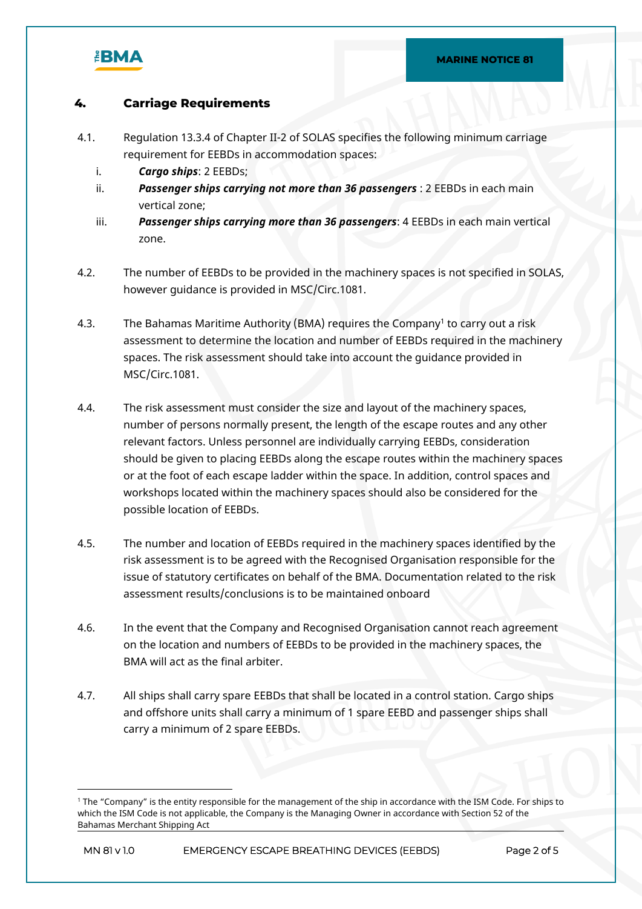## 4. Carriage Requirements

4.1. Regulation 13.3.4 of Chapter II-2 of SOLAS specifies the following minimum carriage requirement for EEBDs in accommodation spaces:

i. ***Cargo ships***: 2 EEBDs;

ii. ***Passenger ships carrying not more than 36 passengers*** : 2 EEBDs in each main vertical zone;

iii. ***Passenger ships carrying more than 36 passengers***: 4 EEBDs in each main vertical zone.

4.2. The number of EEBDs to be provided in the machinery spaces is not specified in SOLAS, however guidance is provided in MSC/Circ.1081.

4.3. The Bahamas Maritime Authority (BMA) requires the Company[1] to carry out a risk assessment to determine the location and number of EEBDs required in the machinery spaces. The risk assessment should take into account the guidance provided in MSC/Circ.1081.

4.4. The risk assessment must consider the size and layout of the machinery spaces, number of persons normally present, the length of the escape routes and any other relevant factors. Unless personnel are individually carrying EEBDs, consideration should be given to placing EEBDs along the escape routes within the machinery spaces or at the foot of each escape ladder within the space. In addition, control spaces and workshops located within the machinery spaces should also be considered for the possible location of EEBDs.

4.5. The number and location of EEBDs required in the machinery spaces identified by the risk assessment is to be agreed with the Recognised Organisation responsible for the issue of statutory certificates on behalf of the BMA. Documentation related to the risk assessment results/conclusions is to be maintained onboard

4.6. In the event that the Company and Recognised Organisation cannot reach agreement on the location and numbers of EEBDs to be provided in the machinery spaces, the BMA will act as the final arbiter.

4.7. All ships shall carry spare EEBDs that shall be located in a control station. Cargo ships and offshore units shall carry a minimum of 1 spare EEBD and passenger ships shall carry a minimum of 2 spare EEBDs.

---

[1] The "Company" is the entity responsible for the management of the ship in accordance with the ISM Code. For ships to which the ISM Code is not applicable, the Company is the Managing Owner in accordance with Section 52 of the Bahamas Merchant Shipping Act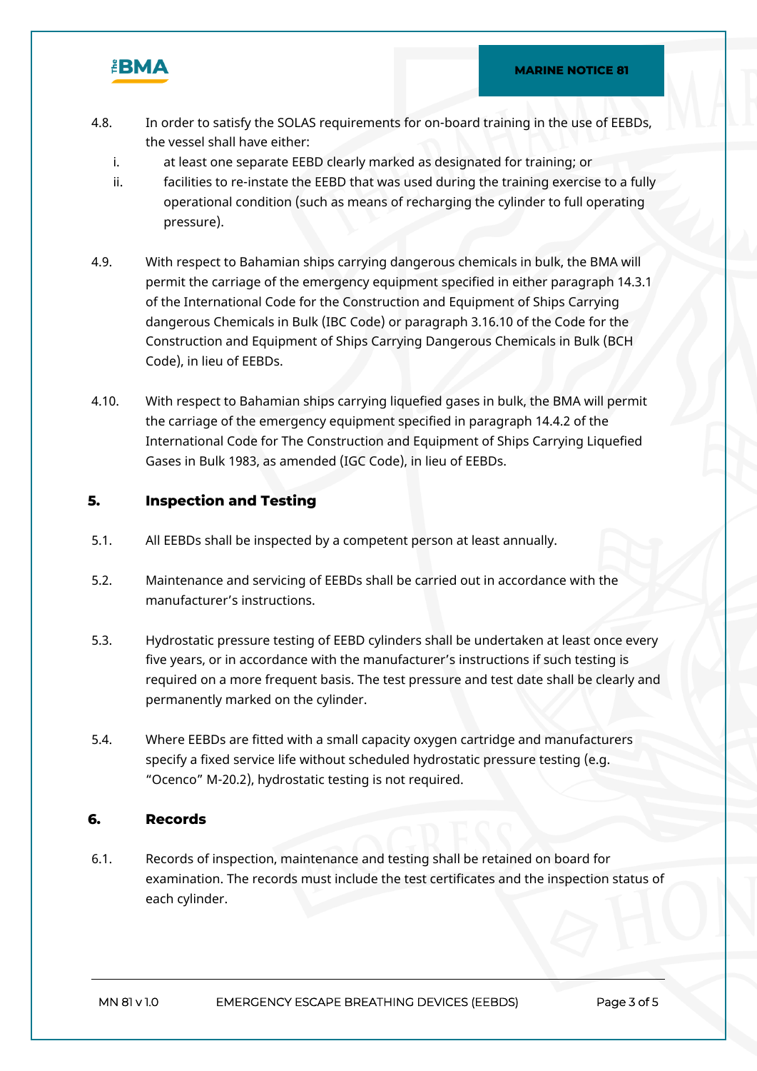4.8. In order to satisfy the SOLAS requirements for on-board training in the use of EEBDs, the vessel shall have either:

   i. at least one separate EEBD clearly marked as designated for training; or
   ii. facilities to re-instate the EEBD that was used during the training exercise to a fully operational condition (such as means of recharging the cylinder to full operating pressure).

4.9. With respect to Bahamian ships carrying dangerous chemicals in bulk, the BMA will permit the carriage of the emergency equipment specified in either paragraph 14.3.1 of the International Code for the Construction and Equipment of Ships Carrying dangerous Chemicals in Bulk (IBC Code) or paragraph 3.16.10 of the Code for the Construction and Equipment of Ships Carrying Dangerous Chemicals in Bulk (BCH Code), in lieu of EEBDs.

4.10. With respect to Bahamian ships carrying liquefied gases in bulk, the BMA will permit the carriage of the emergency equipment specified in paragraph 14.4.2 of the International Code for The Construction and Equipment of Ships Carrying Liquefied Gases in Bulk 1983, as amended (IGC Code), in lieu of EEBDs.

## 5. Inspection and Testing

5.1. All EEBDs shall be inspected by a competent person at least annually.

5.2. Maintenance and servicing of EEBDs shall be carried out in accordance with the manufacturer's instructions.

5.3. Hydrostatic pressure testing of EEBD cylinders shall be undertaken at least once every five years, or in accordance with the manufacturer's instructions if such testing is required on a more frequent basis. The test pressure and test date shall be clearly and permanently marked on the cylinder.

5.4. Where EEBDs are fitted with a small capacity oxygen cartridge and manufacturers specify a fixed service life without scheduled hydrostatic pressure testing (e.g. "Ocenco" M-20.2), hydrostatic testing is not required.

## 6. Records

6.1. Records of inspection, maintenance and testing shall be retained on board for examination. The records must include the test certificates and the inspection status of each cylinder.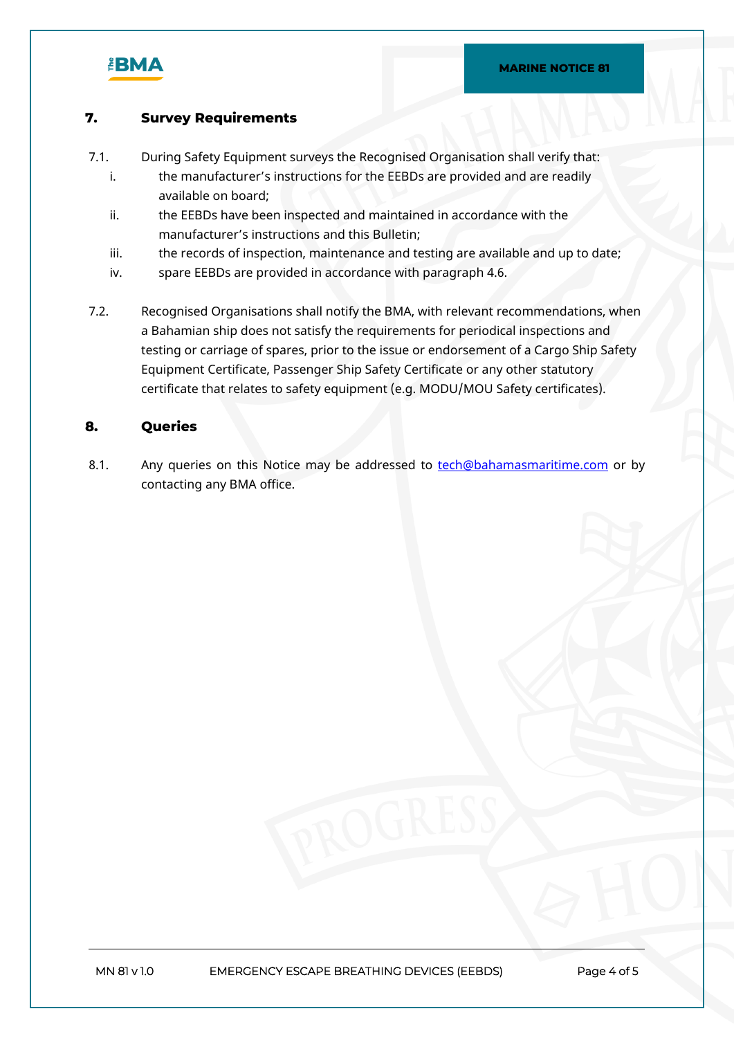## 7. Survey Requirements

7.1. During Safety Equipment surveys the Recognised Organisation shall verify that:

i. the manufacturer's instructions for the EEBDs are provided and are readily available on board;

ii. the EEBDs have been inspected and maintained in accordance with the manufacturer's instructions and this Bulletin;

iii. the records of inspection, maintenance and testing are available and up to date;

iv. spare EEBDs are provided in accordance with paragraph 4.6.

7.2. Recognised Organisations shall notify the BMA, with relevant recommendations, when a Bahamian ship does not satisfy the requirements for periodical inspections and testing or carriage of spares, prior to the issue or endorsement of a Cargo Ship Safety Equipment Certificate, Passenger Ship Safety Certificate or any other statutory certificate that relates to safety equipment (e.g. MODU/MOU Safety certificates).

## 8. Queries

8.1. Any queries on this Notice may be addressed to tech@bahamasmaritime.com or by contacting any BMA office.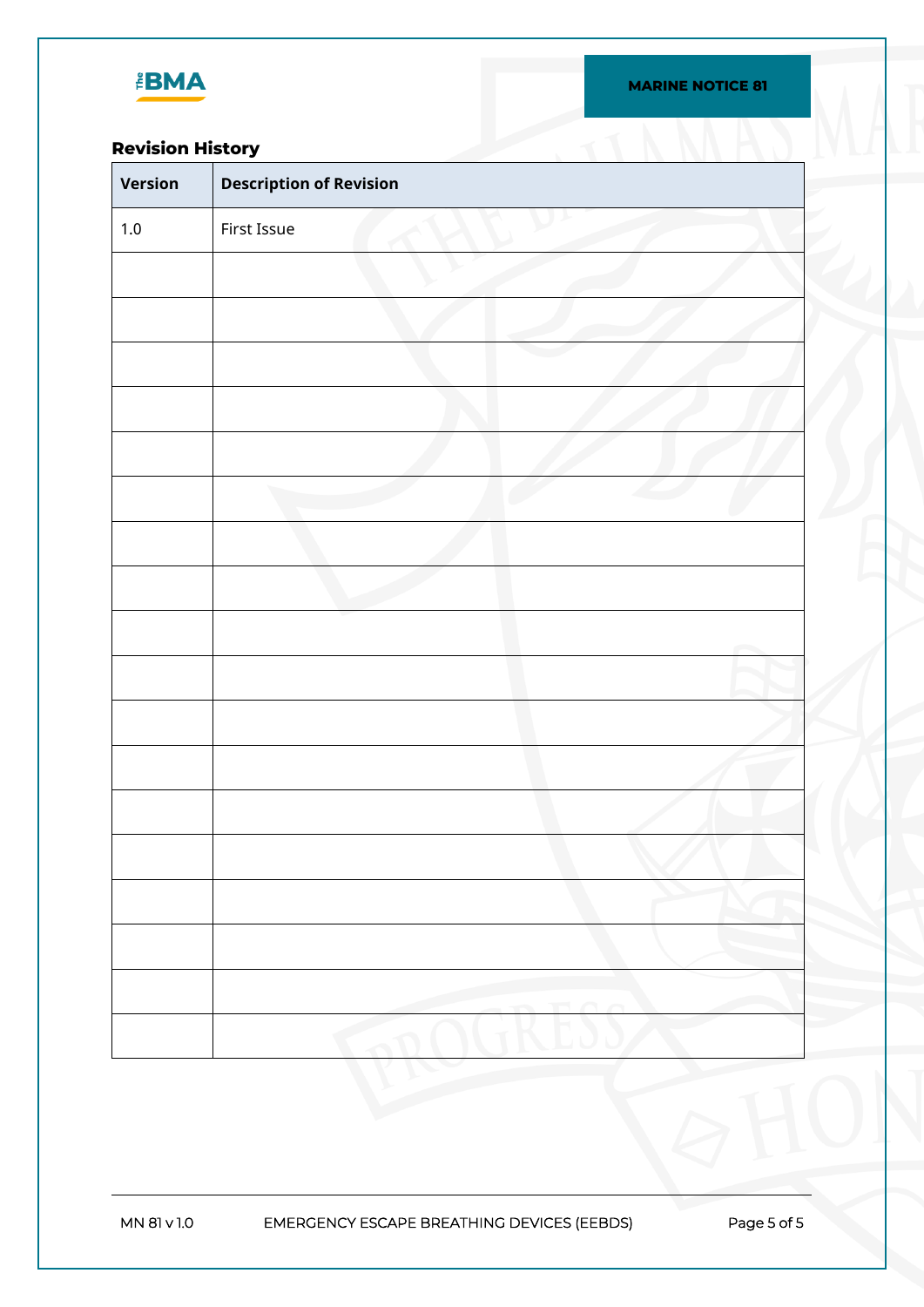**Revision History**

| Version | Description of Revision |
|---|---|
| 1.0 | First Issue |
| | |
| | |
| | |
| | |
| | |
| | |
| | |
| | |
| | |
| | |
| | |
| | |
| | |
| | |
| | |
| | |
| | |
| | |